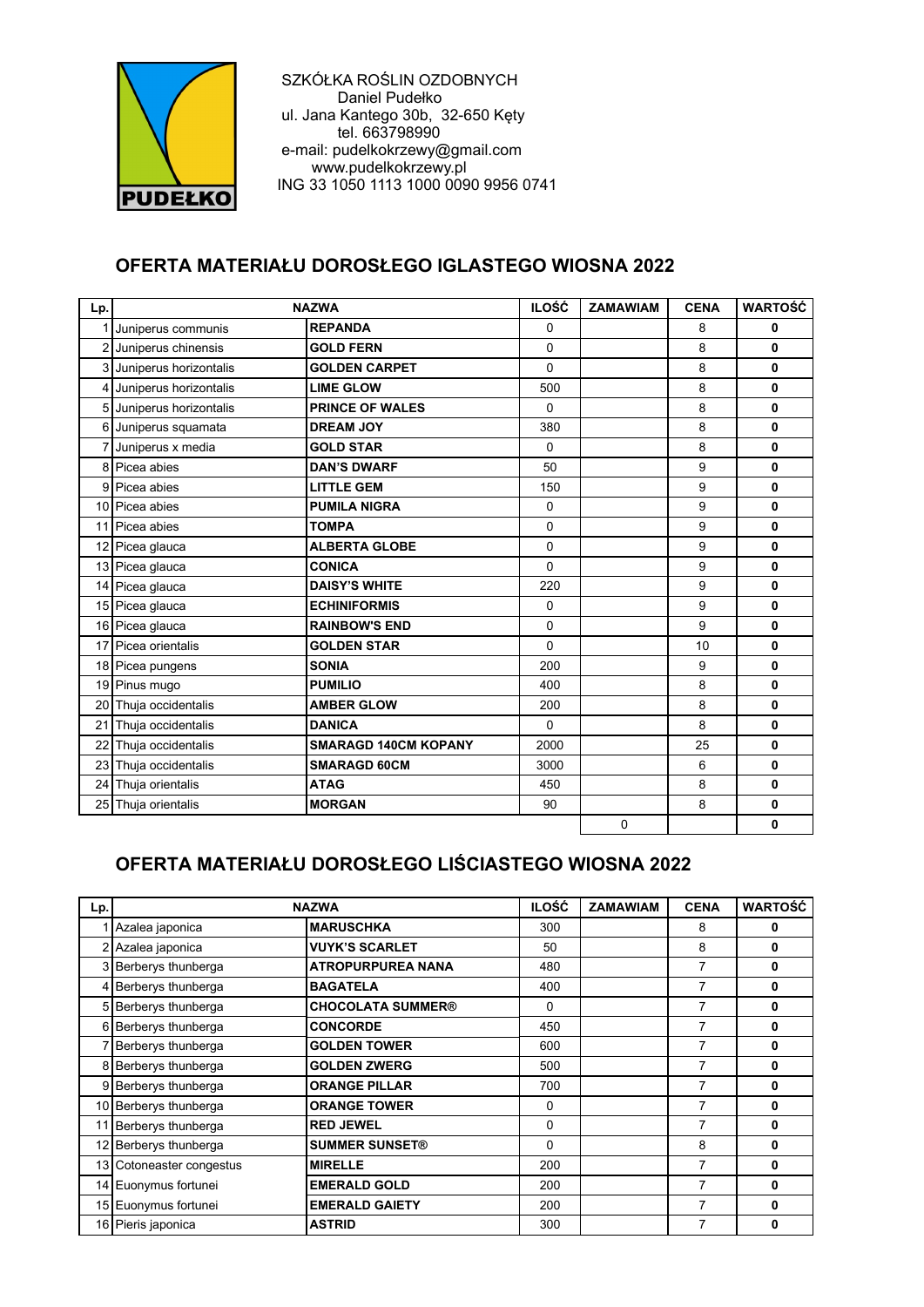SZKÓŁKA ROŚLIN OZDOBNYCH
Daniel Pudełko
ul. Jana Kantego 30b, 32-650 Kęty
tel. 663798990
e-mail: pudelkokrzewy@gmail.com
www.pudelkokrzewy.pl
ING 33 1050 1113 1000 0090 9956 0741

## OFERTA MATERIAŁU DOROSŁEGO IGLASTEGO WIOSNA 2022

| Lp. | NAZWA | | ILOŚĆ | ZAMAWIAM | CENA | WARTOŚĆ |
|---|---|---|---|---|---|---|
| 1 | Juniperus communis | **REPANDA** | 0 | | 8 | **0** |
| 2 | Juniperus chinensis | **GOLD FERN** | 0 | | 8 | **0** |
| 3 | Juniperus horizontalis | **GOLDEN CARPET** | 0 | | 8 | **0** |
| 4 | Juniperus horizontalis | **LIME GLOW** | 500 | | 8 | **0** |
| 5 | Juniperus horizontalis | **PRINCE OF WALES** | 0 | | 8 | **0** |
| 6 | Juniperus squamata | **DREAM JOY** | 380 | | 8 | **0** |
| 7 | Juniperus x media | **GOLD STAR** | 0 | | 8 | **0** |
| 8 | Picea abies | **DAN'S DWARF** | 50 | | 9 | **0** |
| 9 | Picea abies | **LITTLE GEM** | 150 | | 9 | **0** |
| 10 | Picea abies | **PUMILA NIGRA** | 0 | | 9 | **0** |
| 11 | Picea abies | **TOMPA** | 0 | | 9 | **0** |
| 12 | Picea glauca | **ALBERTA GLOBE** | 0 | | 9 | **0** |
| 13 | Picea glauca | **CONICA** | 0 | | 9 | **0** |
| 14 | Picea glauca | **DAISY'S WHITE** | 220 | | 9 | **0** |
| 15 | Picea glauca | **ECHINIFORMIS** | 0 | | 9 | **0** |
| 16 | Picea glauca | **RAINBOW'S END** | 0 | | 9 | **0** |
| 17 | Picea orientalis | **GOLDEN STAR** | 0 | | 10 | **0** |
| 18 | Picea pungens | **SONIA** | 200 | | 9 | **0** |
| 19 | Pinus mugo | **PUMILIO** | 400 | | 8 | **0** |
| 20 | Thuja occidentalis | **AMBER GLOW** | 200 | | 8 | **0** |
| 21 | Thuja occidentalis | **DANICA** | 0 | | 8 | **0** |
| 22 | Thuja occidentalis | **SMARAGD 140CM KOPANY** | 2000 | | 25 | **0** |
| 23 | Thuja occidentalis | **SMARAGD 60CM** | 3000 | | 6 | **0** |
| 24 | Thuja orientalis | **ATAG** | 450 | | 8 | **0** |
| 25 | Thuja orientalis | **MORGAN** | 90 | | 8 | **0** |
| | | | | 0 | | **0** |

## OFERTA MATERIAŁU DOROSŁEGO LIŚCIASTEGO WIOSNA 2022

| Lp. | NAZWA | | ILOŚĆ | ZAMAWIAM | CENA | WARTOŚĆ |
|---|---|---|---|---|---|---|
| 1 | Azalea japonica | **MARUSCHKA** | 300 | | 8 | **0** |
| 2 | Azalea japonica | **VUYK'S SCARLET** | 50 | | 8 | **0** |
| 3 | Berberys thunberga | **ATROPURPUREA NANA** | 480 | | 7 | **0** |
| 4 | Berberys thunberga | **BAGATELA** | 400 | | 7 | **0** |
| 5 | Berberys thunberga | **CHOCOLATA SUMMER®** | 0 | | 7 | **0** |
| 6 | Berberys thunberga | **CONCORDE** | 450 | | 7 | **0** |
| 7 | Berberys thunberga | **GOLDEN TOWER** | 600 | | 7 | **0** |
| 8 | Berberys thunberga | **GOLDEN ZWERG** | 500 | | 7 | **0** |
| 9 | Berberys thunberga | **ORANGE PILLAR** | 700 | | 7 | **0** |
| 10 | Berberys thunberga | **ORANGE TOWER** | 0 | | 7 | **0** |
| 11 | Berberys thunberga | **RED JEWEL** | 0 | | 7 | **0** |
| 12 | Berberys thunberga | **SUMMER SUNSET®** | 0 | | 8 | **0** |
| 13 | Cotoneaster congestus | **MIRELLE** | 200 | | 7 | **0** |
| 14 | Euonymus fortunei | **EMERALD GOLD** | 200 | | 7 | **0** |
| 15 | Euonymus fortunei | **EMERALD GAIETY** | 200 | | 7 | **0** |
| 16 | Pieris japonica | **ASTRID** | 300 | | 7 | **0** |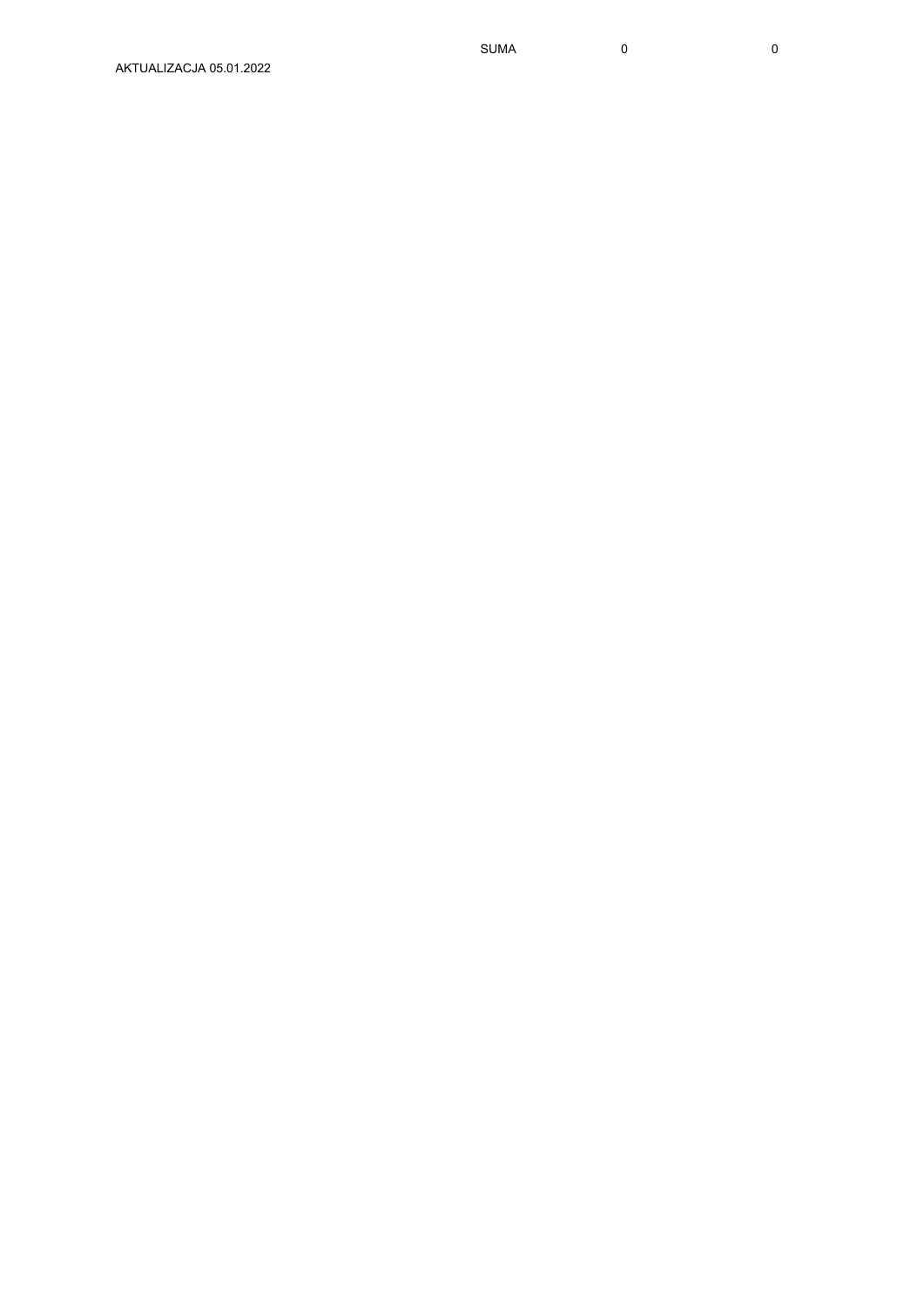| | | |
|---|---|---|
| SUMA | 0 | 0 |

AKTUALIZACJA 05.01.2022